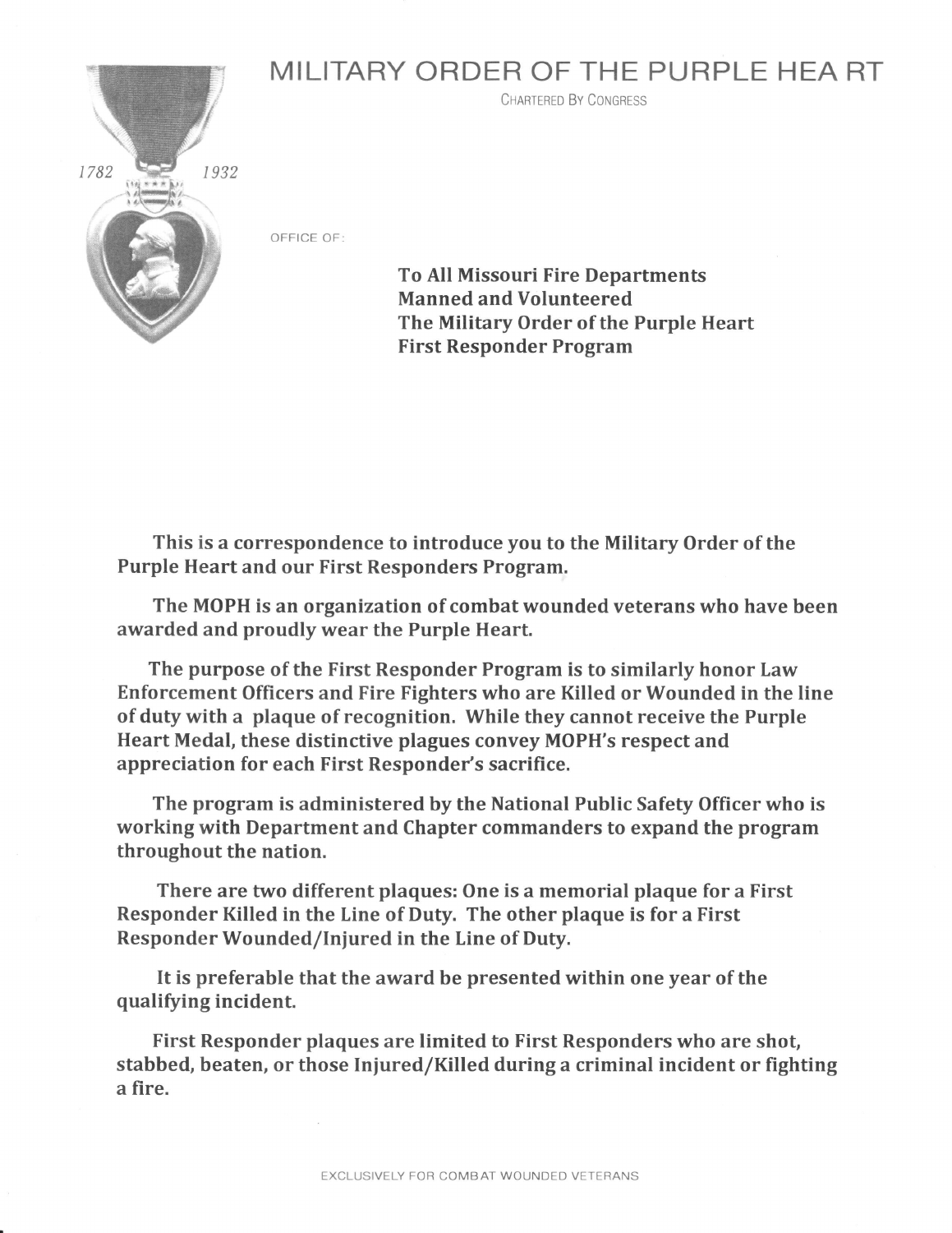# MILITARY ORDER OF THE PURPLE HEART

CHARTERED BY CONGRESS

1782 1932

OFFICE OF:

**To All Missouri Fire Departments**
**Manned and Volunteered**
**The Military Order of the Purple Heart**
**First Responder Program**

**This is a correspondence to introduce you to the Military Order of the Purple Heart and our First Responders Program.**

**The MOPH is an organization of combat wounded veterans who have been awarded and proudly wear the Purple Heart.**

**The purpose of the First Responder Program is to similarly honor Law Enforcement Officers and Fire Fighters who are Killed or Wounded in the line of duty with a plaque of recognition. While they cannot receive the Purple Heart Medal, these distinctive plagues convey MOPH's respect and appreciation for each First Responder's sacrifice.**

**The program is administered by the National Public Safety Officer who is working with Department and Chapter commanders to expand the program throughout the nation.**

**There are two different plaques: One is a memorial plaque for a First Responder Killed in the Line of Duty. The other plaque is for a First Responder Wounded/Injured in the Line of Duty.**

**It is preferable that the award be presented within one year of the qualifying incident.**

**First Responder plaques are limited to First Responders who are shot, stabbed, beaten, or those Injured/Killed during a criminal incident or fighting a fire.**

EXCLUSIVELY FOR COMBAT WOUNDED VETERANS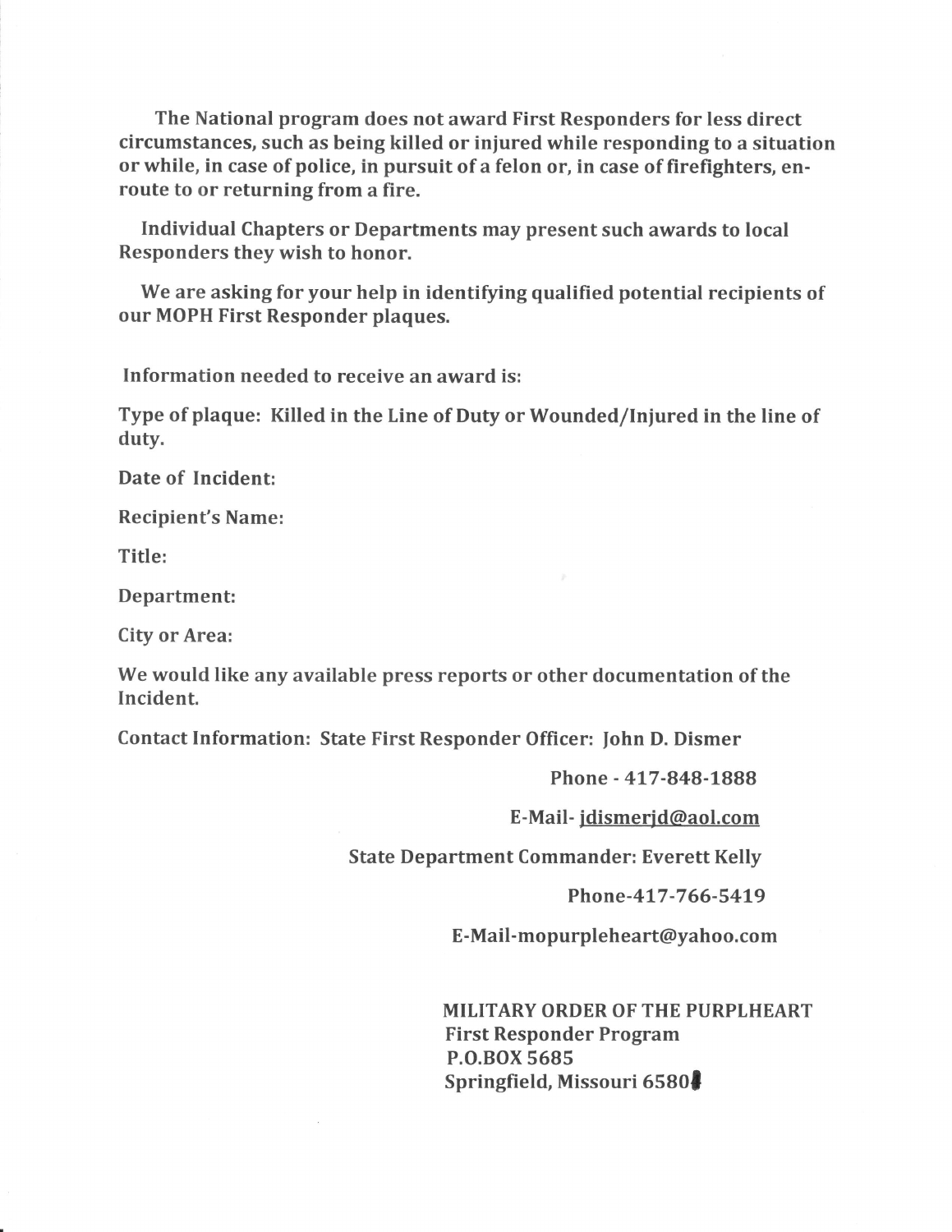The National program does not award First Responders for less direct circumstances, such as being killed or injured while responding to a situation or while, in case of police, in pursuit of a felon or, in case of firefighters, en-route to or returning from a fire.

Individual Chapters or Departments may present such awards to local Responders they wish to honor.

We are asking for your help in identifying qualified potential recipients of our MOPH First Responder plaques.

Information needed to receive an award is:

Type of plaque: Killed in the Line of Duty or Wounded/Injured in the line of duty.

Date of Incident:

Recipient's Name:

Title:

Department:

City or Area:

We would like any available press reports or other documentation of the Incident.

Contact Information: State First Responder Officer: John D. Dismer

Phone - 417-848-1888

E-Mail- jdismerjd@aol.com

State Department Commander: Everett Kelly

Phone-417-766-5419

E-Mail-mopurpleheart@yahoo.com

MILITARY ORDER OF THE PURPLHEART
First Responder Program
P.O.BOX 5685
Springfield, Missouri 65804